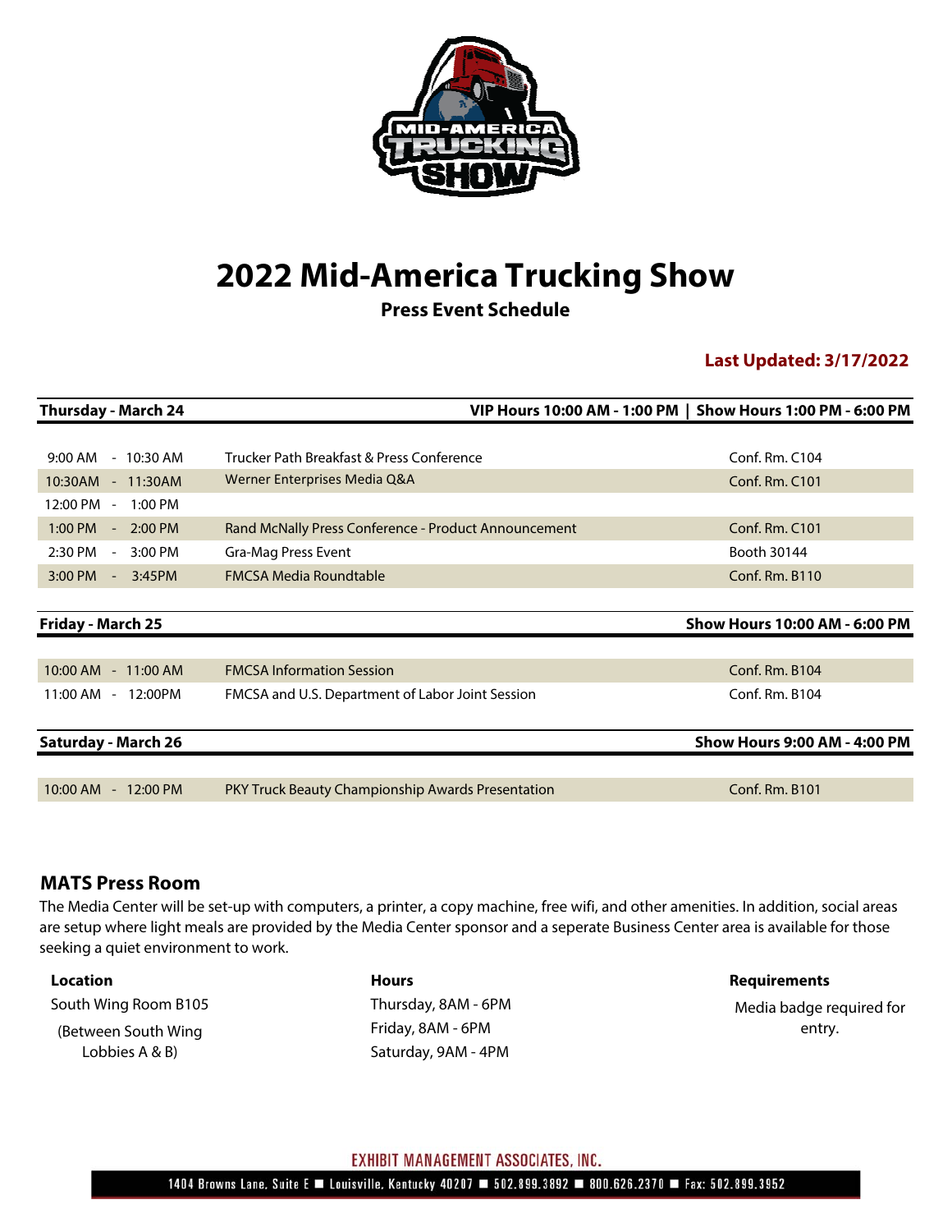# 2022 Mid-America Trucking Show

**Press Event Schedule**

**Last Updated: 3/17/2022**

**Thursday - March 24** — VIP Hours 10:00 AM - 1:00 PM | Show Hours 1:00 PM - 6:00 PM

| Time | Event | Location |
|---|---|---|
| 9:00 AM - 10:30 AM | Trucker Path Breakfast & Press Conference | Conf. Rm. C104 |
| 10:30AM - 11:30AM | Werner Enterprises Media Q&A | Conf. Rm. C101 |
| 12:00 PM - 1:00 PM | | |
| 1:00 PM - 2:00 PM | Rand McNally Press Conference - Product Announcement | Conf. Rm. C101 |
| 2:30 PM - 3:00 PM | Gra-Mag Press Event | Booth 30144 |
| 3:00 PM - 3:45PM | FMCSA Media Roundtable | Conf. Rm. B110 |

**Friday - March 25** — Show Hours 10:00 AM - 6:00 PM

| Time | Event | Location |
|---|---|---|
| 10:00 AM - 11:00 AM | FMCSA Information Session | Conf. Rm. B104 |
| 11:00 AM - 12:00PM | FMCSA and U.S. Department of Labor Joint Session | Conf. Rm. B104 |

**Saturday - March 26** — Show Hours 9:00 AM - 4:00 PM

| Time | Event | Location |
|---|---|---|
| 10:00 AM - 12:00 PM | PKY Truck Beauty Championship Awards Presentation | Conf. Rm. B101 |

## MATS Press Room

The Media Center will be set-up with computers, a printer, a copy machine, free wifi, and other amenities. In addition, social areas are setup where light meals are provided by the Media Center sponsor and a seperate Business Center area is available for those seeking a quiet environment to work.

**Location**

South Wing Room B105

(Between South Wing Lobbies A & B)

**Hours**

Thursday, 8AM - 6PM

Friday, 8AM - 6PM

Saturday, 9AM - 4PM

**Requirements**

Media badge required for entry.

EXHIBIT MANAGEMENT ASSOCIATES, INC.

1404 Browns Lane, Suite E ■ Louisville, Kentucky 40207 ■ 502.899.3892 ■ 800.626.2370 ■ Fax: 502.899.3952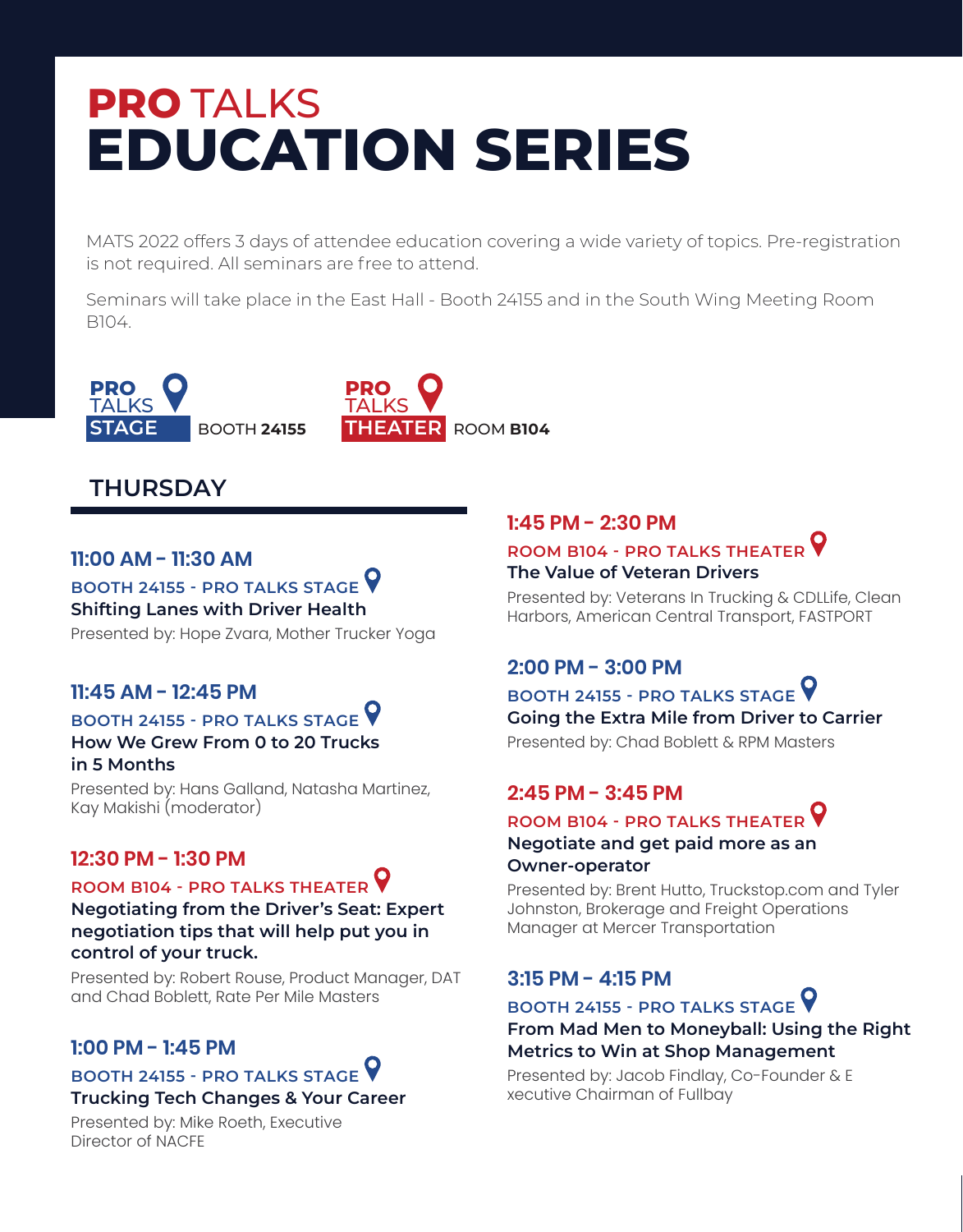# **PRO** TALKS
# EDUCATION SERIES

MATS 2022 offers 3 days of attendee education covering a wide variety of topics. Pre-registration is not required. All seminars are free to attend.

Seminars will take place in the East Hall - Booth 24155 and in the South Wing Meeting Room B104.

**PRO TALKS STAGE** BOOTH **24155**

**PRO TALKS THEATER** ROOM **B104**

## THURSDAY

### 11:00 AM – 11:30 AM
BOOTH 24155 - PRO TALKS STAGE

**Shifting Lanes with Driver Health**

Presented by: Hope Zvara, Mother Trucker Yoga

### 11:45 AM – 12:45 PM
BOOTH 24155 - PRO TALKS STAGE

**How We Grew From 0 to 20 Trucks in 5 Months**

Presented by: Hans Galland, Natasha Martinez, Kay Makishi (moderator)

### 12:30 PM – 1:30 PM
ROOM B104 - PRO TALKS THEATER

**Negotiating from the Driver's Seat: Expert negotiation tips that will help put you in control of your truck.**

Presented by: Robert Rouse, Product Manager, DAT and Chad Boblett, Rate Per Mile Masters

### 1:00 PM – 1:45 PM
BOOTH 24155 - PRO TALKS STAGE

**Trucking Tech Changes & Your Career**

Presented by: Mike Roeth, Executive Director of NACFE

### 1:45 PM – 2:30 PM
ROOM B104 - PRO TALKS THEATER

**The Value of Veteran Drivers**

Presented by: Veterans In Trucking & CDLLife, Clean Harbors, American Central Transport, FASTPORT

### 2:00 PM – 3:00 PM
BOOTH 24155 - PRO TALKS STAGE

**Going the Extra Mile from Driver to Carrier**

Presented by: Chad Boblett & RPM Masters

### 2:45 PM – 3:45 PM
ROOM B104 - PRO TALKS THEATER

**Negotiate and get paid more as an Owner-operator**

Presented by: Brent Hutto, Truckstop.com and Tyler Johnston, Brokerage and Freight Operations Manager at Mercer Transportation

### 3:15 PM – 4:15 PM
BOOTH 24155 - PRO TALKS STAGE

**From Mad Men to Moneyball: Using the Right Metrics to Win at Shop Management**

Presented by: Jacob Findlay, Co-Founder & E xecutive Chairman of Fullbay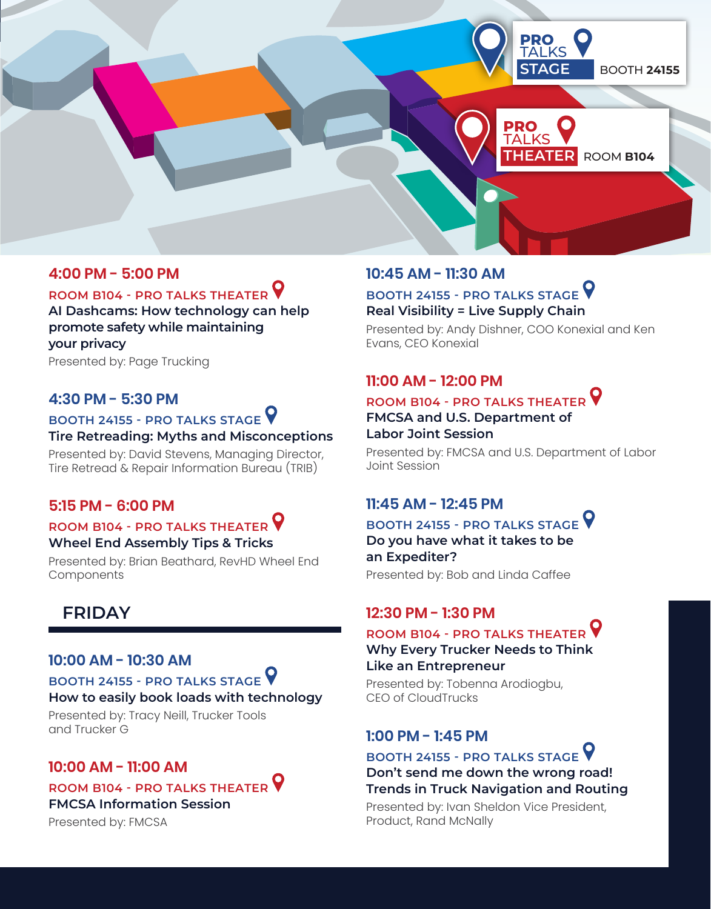**PRO TALKS STAGE** BOOTH **24155**

**PRO TALKS THEATER** ROOM **B104**

**4:00 PM – 5:00 PM**
ROOM B104 - PRO TALKS THEATER
**AI Dashcams: How technology can help promote safety while maintaining your privacy**
Presented by: Page Trucking

**4:30 PM – 5:30 PM**
BOOTH 24155 - PRO TALKS STAGE
**Tire Retreading: Myths and Misconceptions**
Presented by: David Stevens, Managing Director, Tire Retread & Repair Information Bureau (TRIB)

**5:15 PM – 6:00 PM**
ROOM B104 - PRO TALKS THEATER
**Wheel End Assembly Tips & Tricks**
Presented by: Brian Beathard, RevHD Wheel End Components

## FRIDAY

**10:00 AM – 10:30 AM**
BOOTH 24155 - PRO TALKS STAGE
**How to easily book loads with technology**
Presented by: Tracy Neill, Trucker Tools and Trucker G

**10:00 AM – 11:00 AM**
ROOM B104 - PRO TALKS THEATER
**FMCSA Information Session**
Presented by: FMCSA

**10:45 AM – 11:30 AM**
BOOTH 24155 - PRO TALKS STAGE
**Real Visibility = Live Supply Chain**
Presented by: Andy Dishner, COO Konexial and Ken Evans, CEO Konexial

**11:00 AM – 12:00 PM**
ROOM B104 - PRO TALKS THEATER
**FMCSA and U.S. Department of Labor Joint Session**
Presented by: FMCSA and U.S. Department of Labor Joint Session

**11:45 AM – 12:45 PM**
BOOTH 24155 - PRO TALKS STAGE
**Do you have what it takes to be an Expediter?**
Presented by: Bob and Linda Caffee

**12:30 PM – 1:30 PM**
ROOM B104 - PRO TALKS THEATER
**Why Every Trucker Needs to Think Like an Entrepreneur**
Presented by: Tobenna Arodiogbu, CEO of CloudTrucks

**1:00 PM – 1:45 PM**
BOOTH 24155 - PRO TALKS STAGE
**Don't send me down the wrong road! Trends in Truck Navigation and Routing**
Presented by: Ivan Sheldon Vice President, Product, Rand McNally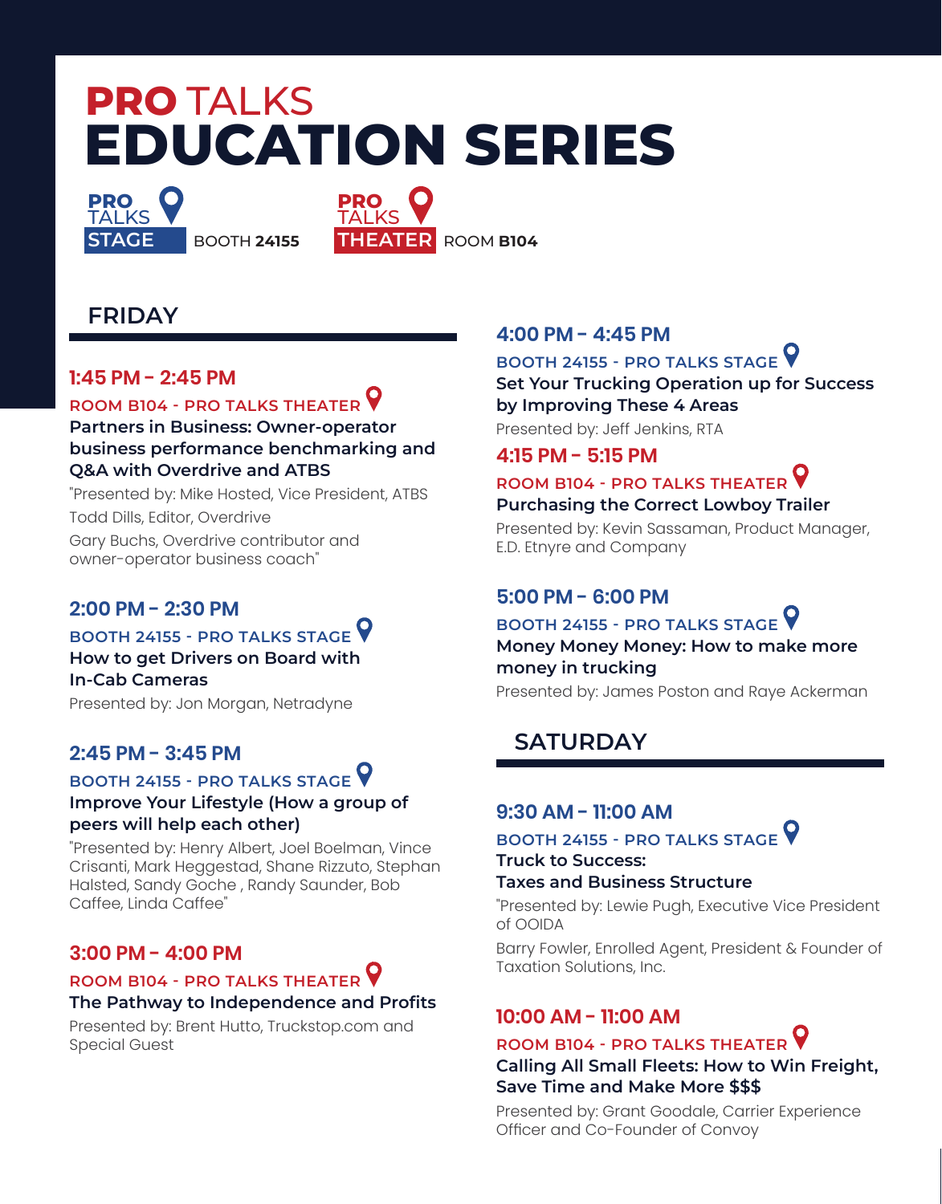# **PRO** TALKS
# EDUCATION SERIES

**PRO** TALKS **STAGE** BOOTH **24155**

**PRO** TALKS **THEATER** ROOM **B104**

## FRIDAY

### 1:45 PM – 2:45 PM

**ROOM B104 - PRO TALKS THEATER**

**Partners in Business: Owner-operator business performance benchmarking and Q&A with Overdrive and ATBS**

"Presented by: Mike Hosted, Vice President, ATBS

Todd Dills, Editor, Overdrive

Gary Buchs, Overdrive contributor and owner-operator business coach"

### 2:00 PM – 2:30 PM

**BOOTH 24155 - PRO TALKS STAGE**

**How to get Drivers on Board with In-Cab Cameras**

Presented by: Jon Morgan, Netradyne

### 2:45 PM – 3:45 PM

**BOOTH 24155 - PRO TALKS STAGE**

**Improve Your Lifestyle (How a group of peers will help each other)**

"Presented by: Henry Albert, Joel Boelman, Vince Crisanti, Mark Heggestad, Shane Rizzuto, Stephan Halsted, Sandy Goche , Randy Saunder, Bob Caffee, Linda Caffee"

### 3:00 PM – 4:00 PM

**ROOM B104 - PRO TALKS THEATER**

**The Pathway to Independence and Profits**

Presented by: Brent Hutto, Truckstop.com and Special Guest

### 4:00 PM – 4:45 PM

**BOOTH 24155 - PRO TALKS STAGE**

**Set Your Trucking Operation up for Success by Improving These 4 Areas**

Presented by: Jeff Jenkins, RTA

### 4:15 PM – 5:15 PM

**ROOM B104 - PRO TALKS THEATER**

**Purchasing the Correct Lowboy Trailer**

Presented by: Kevin Sassaman, Product Manager, E.D. Etnyre and Company

### 5:00 PM – 6:00 PM

**BOOTH 24155 - PRO TALKS STAGE**

**Money Money Money: How to make more money in trucking**

Presented by: James Poston and Raye Ackerman

## SATURDAY

### 9:30 AM – 11:00 AM

**BOOTH 24155 - PRO TALKS STAGE**

**Truck to Success:**
**Taxes and Business Structure**

"Presented by: Lewie Pugh, Executive Vice President of OOIDA

Barry Fowler, Enrolled Agent, President & Founder of Taxation Solutions, Inc.

### 10:00 AM – 11:00 AM

**ROOM B104 - PRO TALKS THEATER**

**Calling All Small Fleets: How to Win Freight, Save Time and Make More $$$**

Presented by: Grant Goodale, Carrier Experience Officer and Co-Founder of Convoy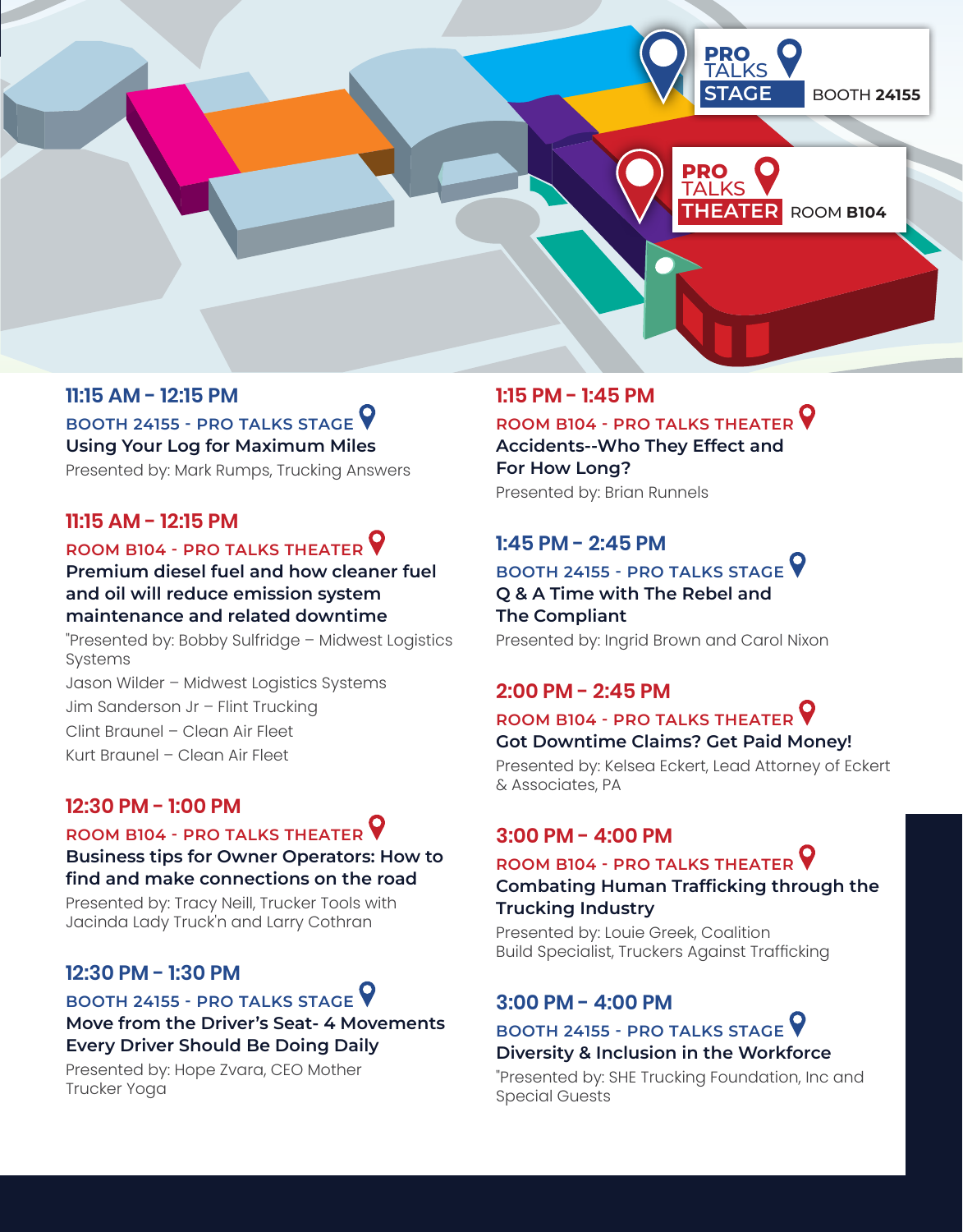PRO TALKS STAGE BOOTH 24155

PRO TALKS THEATER ROOM B104

### 11:15 AM – 12:15 PM

BOOTH 24155 - PRO TALKS STAGE

**Using Your Log for Maximum Miles**

Presented by: Mark Rumps, Trucking Answers

### 11:15 AM – 12:15 PM

ROOM B104 - PRO TALKS THEATER

**Premium diesel fuel and how cleaner fuel and oil will reduce emission system maintenance and related downtime**

"Presented by: Bobby Sulfridge – Midwest Logistics Systems

Jason Wilder – Midwest Logistics Systems

Jim Sanderson Jr – Flint Trucking

Clint Braunel – Clean Air Fleet

Kurt Braunel – Clean Air Fleet

### 12:30 PM – 1:00 PM

ROOM B104 - PRO TALKS THEATER

**Business tips for Owner Operators: How to find and make connections on the road**

Presented by: Tracy Neill, Trucker Tools with Jacinda Lady Truck'n and Larry Cothran

### 12:30 PM – 1:30 PM

BOOTH 24155 - PRO TALKS STAGE

**Move from the Driver's Seat- 4 Movements Every Driver Should Be Doing Daily**

Presented by: Hope Zvara, CEO Mother Trucker Yoga

### 1:15 PM – 1:45 PM

ROOM B104 - PRO TALKS THEATER

**Accidents--Who They Effect and For How Long?**

Presented by: Brian Runnels

### 1:45 PM – 2:45 PM

BOOTH 24155 - PRO TALKS STAGE

**Q & A Time with The Rebel and The Compliant**

Presented by: Ingrid Brown and Carol Nixon

### 2:00 PM – 2:45 PM

ROOM B104 - PRO TALKS THEATER

**Got Downtime Claims? Get Paid Money!**

Presented by: Kelsea Eckert, Lead Attorney of Eckert & Associates, PA

### 3:00 PM – 4:00 PM

ROOM B104 - PRO TALKS THEATER

**Combating Human Trafficking through the Trucking Industry**

Presented by: Louie Greek, Coalition Build Specialist, Truckers Against Trafficking

### 3:00 PM – 4:00 PM

BOOTH 24155 - PRO TALKS STAGE

**Diversity & Inclusion in the Workforce**

"Presented by: SHE Trucking Foundation, Inc and Special Guests